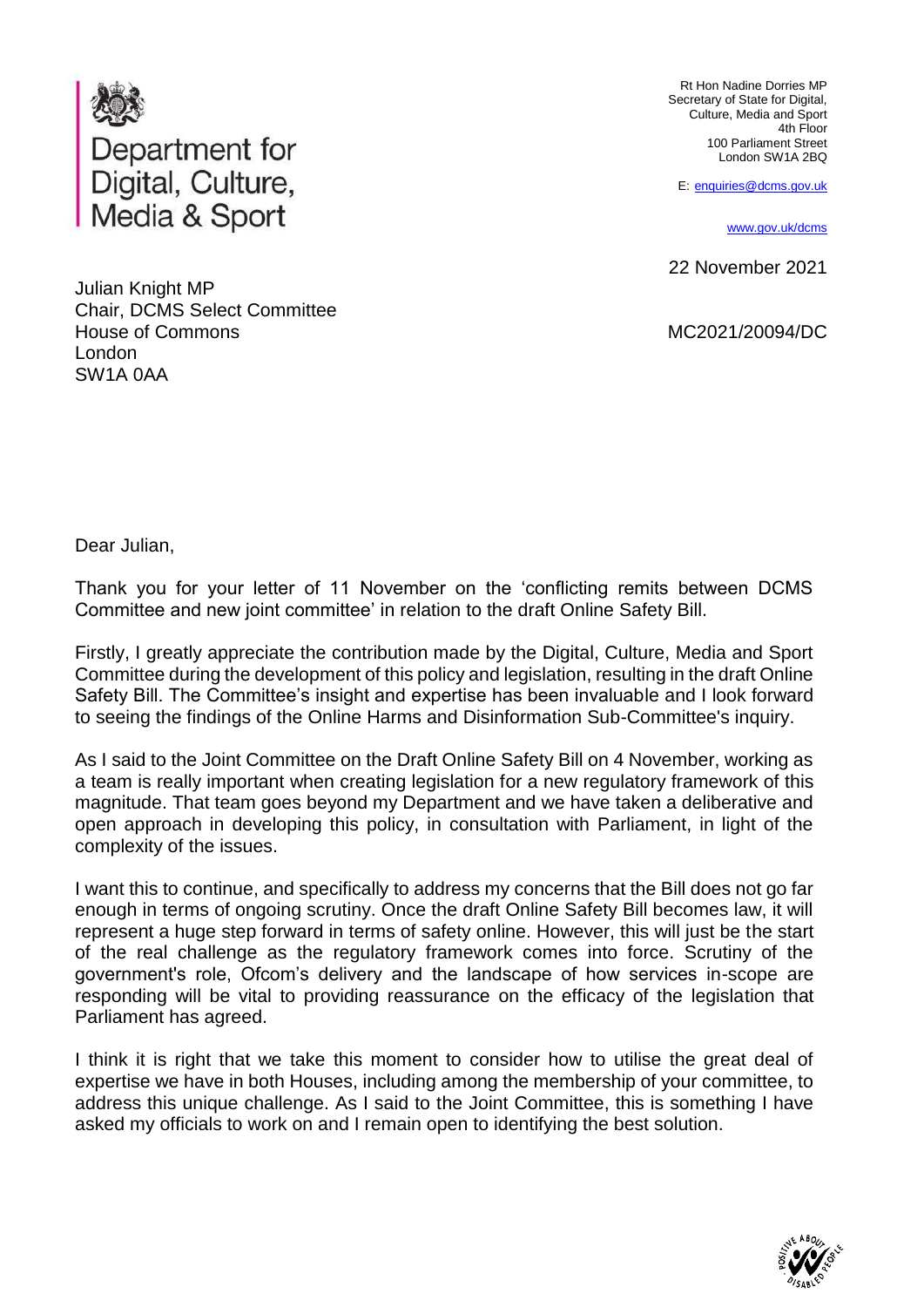Department for Digital, Culture, Media & Sport

Rt Hon Nadine Dorries MP
Secretary of State for Digital, Culture, Media and Sport
4th Floor
100 Parliament Street
London SW1A 2BQ

E: enquiries@dcms.gov.uk

www.gov.uk/dcms

22 November 2021

Julian Knight MP
Chair, DCMS Select Committee
House of Commons
London
SW1A 0AA

MC2021/20094/DC

Dear Julian,

Thank you for your letter of 11 November on the 'conflicting remits between DCMS Committee and new joint committee' in relation to the draft Online Safety Bill.

Firstly, I greatly appreciate the contribution made by the Digital, Culture, Media and Sport Committee during the development of this policy and legislation, resulting in the draft Online Safety Bill. The Committee's insight and expertise has been invaluable and I look forward to seeing the findings of the Online Harms and Disinformation Sub-Committee's inquiry.

As I said to the Joint Committee on the Draft Online Safety Bill on 4 November, working as a team is really important when creating legislation for a new regulatory framework of this magnitude. That team goes beyond my Department and we have taken a deliberative and open approach in developing this policy, in consultation with Parliament, in light of the complexity of the issues.

I want this to continue, and specifically to address my concerns that the Bill does not go far enough in terms of ongoing scrutiny. Once the draft Online Safety Bill becomes law, it will represent a huge step forward in terms of safety online. However, this will just be the start of the real challenge as the regulatory framework comes into force. Scrutiny of the government's role, Ofcom's delivery and the landscape of how services in-scope are responding will be vital to providing reassurance on the efficacy of the legislation that Parliament has agreed.

I think it is right that we take this moment to consider how to utilise the great deal of expertise we have in both Houses, including among the membership of your committee, to address this unique challenge. As I said to the Joint Committee, this is something I have asked my officials to work on and I remain open to identifying the best solution.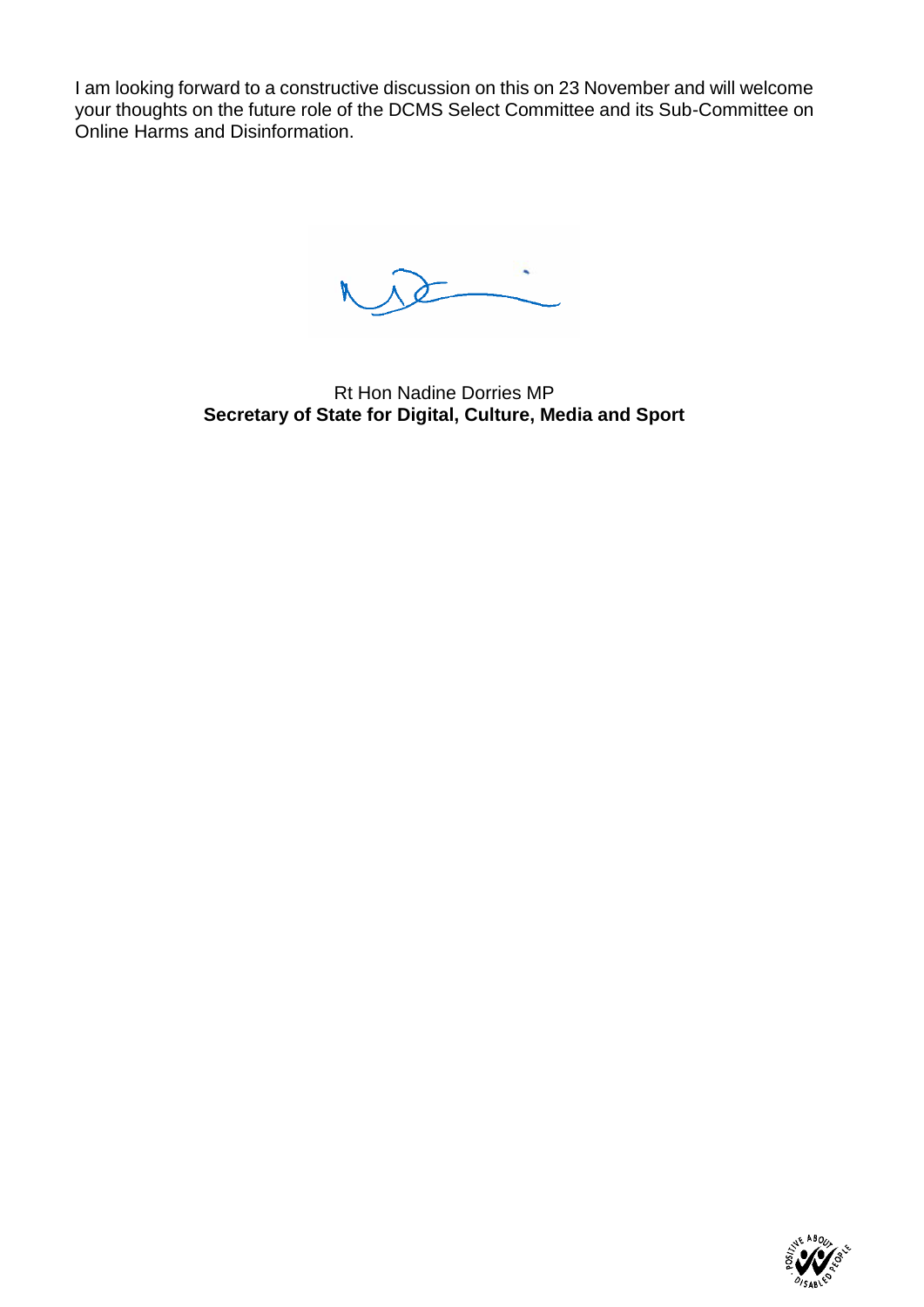I am looking forward to a constructive discussion on this on 23 November and will welcome your thoughts on the future role of the DCMS Select Committee and its Sub-Committee on Online Harms and Disinformation.

Rt Hon Nadine Dorries MP
**Secretary of State for Digital, Culture, Media and Sport**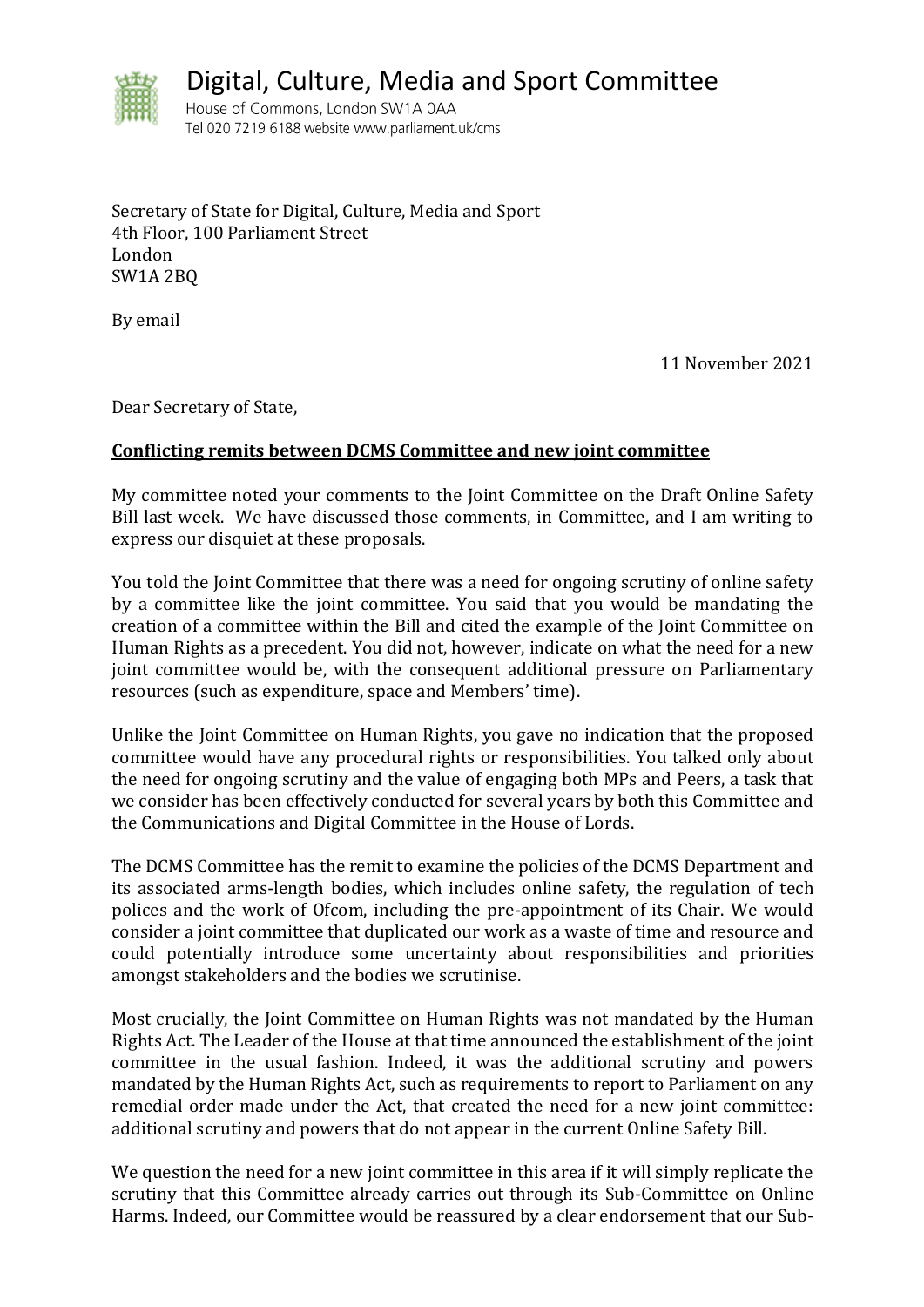# Digital, Culture, Media and Sport Committee

House of Commons, London SW1A 0AA
Tel 020 7219 6188 website www.parliament.uk/cms

Secretary of State for Digital, Culture, Media and Sport
4th Floor, 100 Parliament Street
London
SW1A 2BQ

By email

11 November 2021

Dear Secretary of State,

**<u>Conflicting remits between DCMS Committee and new joint committee</u>**

My committee noted your comments to the Joint Committee on the Draft Online Safety Bill last week. We have discussed those comments, in Committee, and I am writing to express our disquiet at these proposals.

You told the Joint Committee that there was a need for ongoing scrutiny of online safety by a committee like the joint committee. You said that you would be mandating the creation of a committee within the Bill and cited the example of the Joint Committee on Human Rights as a precedent. You did not, however, indicate on what the need for a new joint committee would be, with the consequent additional pressure on Parliamentary resources (such as expenditure, space and Members' time).

Unlike the Joint Committee on Human Rights, you gave no indication that the proposed committee would have any procedural rights or responsibilities. You talked only about the need for ongoing scrutiny and the value of engaging both MPs and Peers, a task that we consider has been effectively conducted for several years by both this Committee and the Communications and Digital Committee in the House of Lords.

The DCMS Committee has the remit to examine the policies of the DCMS Department and its associated arms-length bodies, which includes online safety, the regulation of tech polices and the work of Ofcom, including the pre-appointment of its Chair. We would consider a joint committee that duplicated our work as a waste of time and resource and could potentially introduce some uncertainty about responsibilities and priorities amongst stakeholders and the bodies we scrutinise.

Most crucially, the Joint Committee on Human Rights was not mandated by the Human Rights Act. The Leader of the House at that time announced the establishment of the joint committee in the usual fashion. Indeed, it was the additional scrutiny and powers mandated by the Human Rights Act, such as requirements to report to Parliament on any remedial order made under the Act, that created the need for a new joint committee: additional scrutiny and powers that do not appear in the current Online Safety Bill.

We question the need for a new joint committee in this area if it will simply replicate the scrutiny that this Committee already carries out through its Sub-Committee on Online Harms. Indeed, our Committee would be reassured by a clear endorsement that our Sub-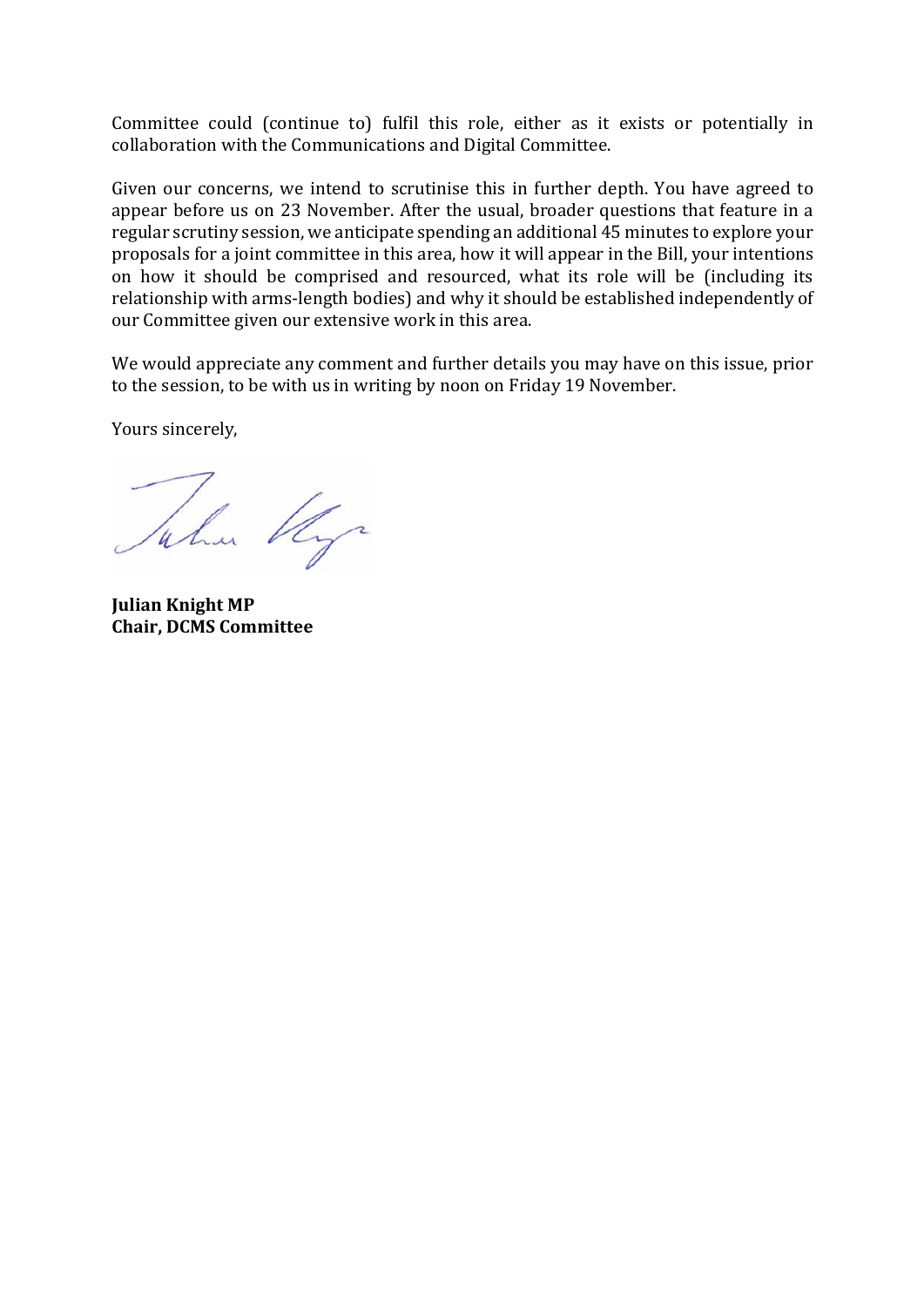Committee could (continue to) fulfil this role, either as it exists or potentially in collaboration with the Communications and Digital Committee.

Given our concerns, we intend to scrutinise this in further depth. You have agreed to appear before us on 23 November. After the usual, broader questions that feature in a regular scrutiny session, we anticipate spending an additional 45 minutes to explore your proposals for a joint committee in this area, how it will appear in the Bill, your intentions on how it should be comprised and resourced, what its role will be (including its relationship with arms-length bodies) and why it should be established independently of our Committee given our extensive work in this area.

We would appreciate any comment and further details you may have on this issue, prior to the session, to be with us in writing by noon on Friday 19 November.

Yours sincerely,

**Julian Knight MP**
**Chair, DCMS Committee**